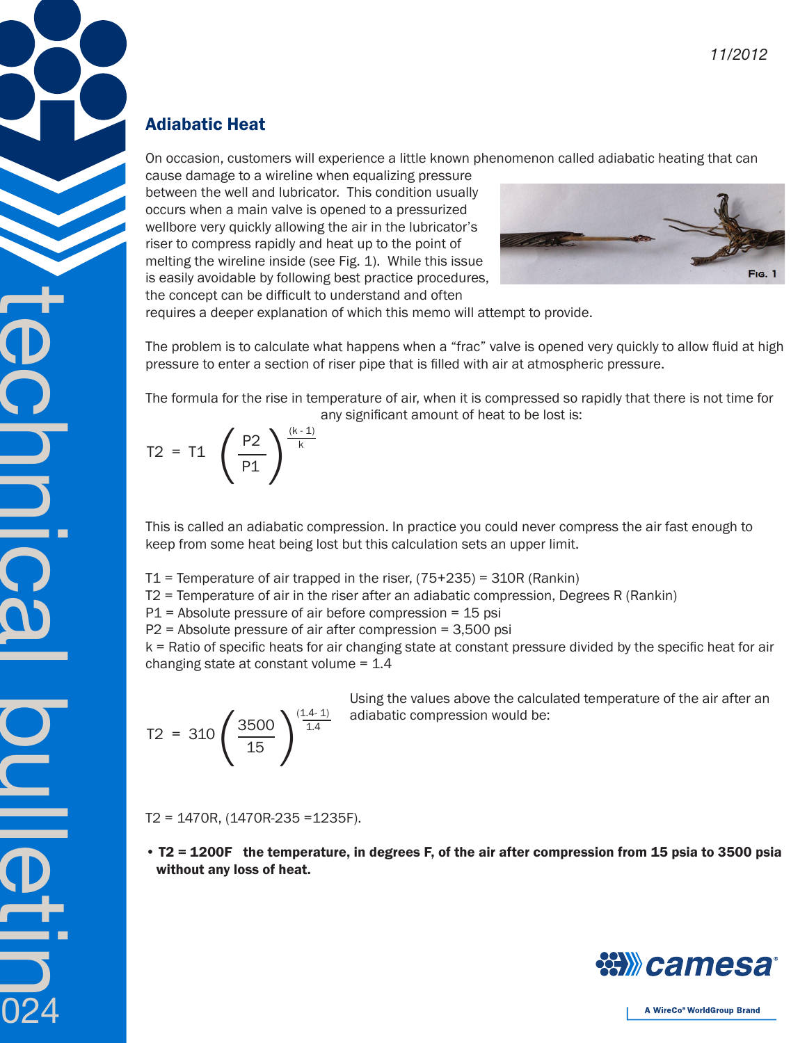11/2012

## Adiabatic Heat

On occasion, customers will experience a little known phenomenon called adiabatic heating that can cause damage to a wireline when equalizing pressure between the well and lubricator. This condition usually occurs when a main valve is opened to a pressurized wellbore very quickly allowing the air in the lubricator's riser to compress rapidly and heat up to the point of melting the wireline inside (see Fig. 1). While this issue is easily avoidable by following best practice procedures, the concept can be difficult to understand and often requires a deeper explanation of which this memo will attempt to provide.

Fig. 1

The problem is to calculate what happens when a "frac" valve is opened very quickly to allow fluid at high pressure to enter a section of riser pipe that is filled with air at atmospheric pressure.

The formula for the rise in temperature of air, when it is compressed so rapidly that there is not time for any significant amount of heat to be lost is:

$$T2 = T1 \left( \frac{P2}{P1} \right)^{\frac{(k-1)}{k}}$$

This is called an adiabatic compression. In practice you could never compress the air fast enough to keep from some heat being lost but this calculation sets an upper limit.

T1 = Temperature of air trapped in the riser, (75+235) = 310R (Rankin)
T2 = Temperature of air in the riser after an adiabatic compression, Degrees R (Rankin)
P1 = Absolute pressure of air before compression = 15 psi
P2 = Absolute pressure of air after compression = 3,500 psi
k = Ratio of specific heats for air changing state at constant pressure divided by the specific heat for air changing state at constant volume = 1.4

Using the values above the calculated temperature of the air after an adiabatic compression would be:

$$T2 = 310 \left( \frac{3500}{15} \right)^{\frac{(1.4-1)}{1.4}}$$

T2 = 1470R, (1470R-235 =1235F).

- **T2 = 1200F the temperature, in degrees F, of the air after compression from 15 psia to 3500 psia without any loss of heat.**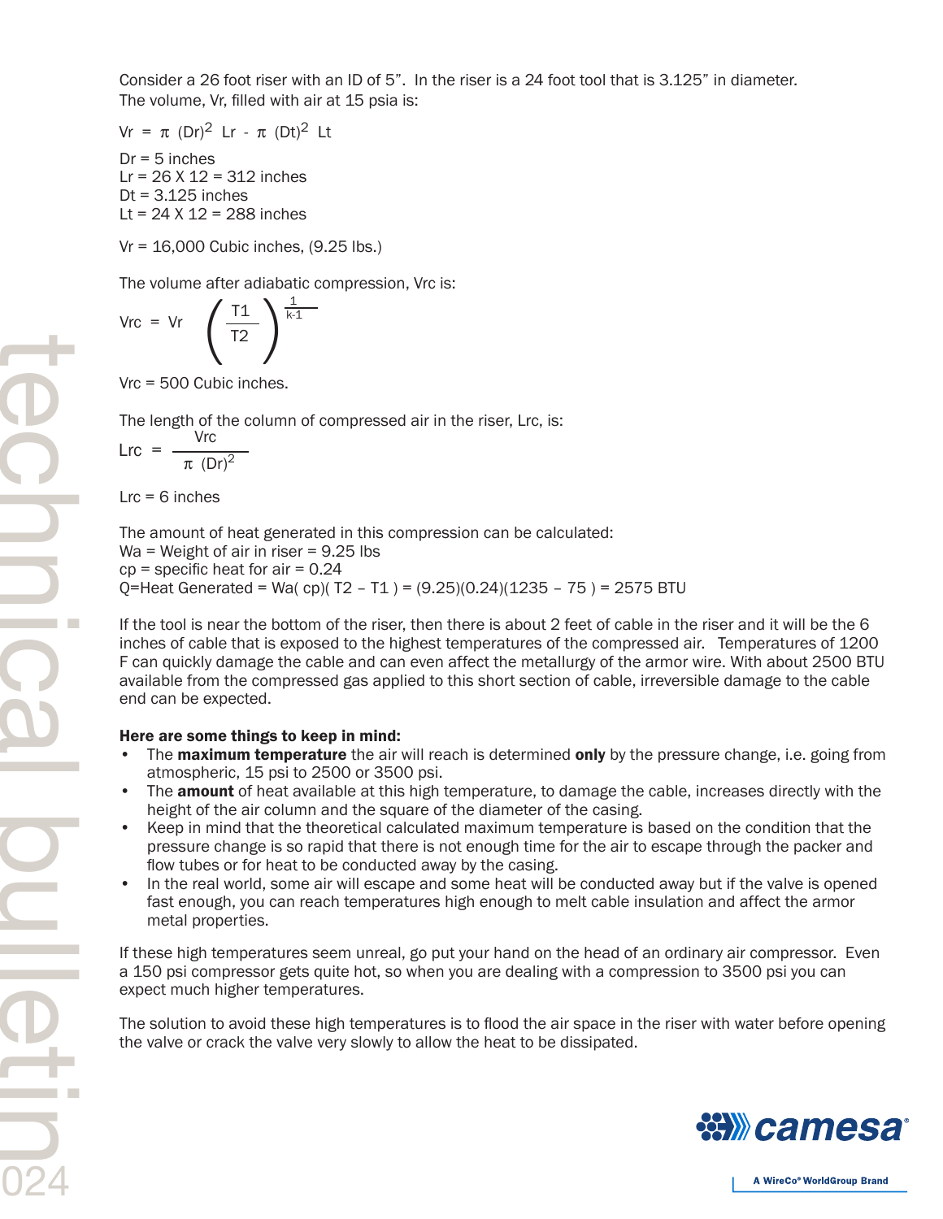Consider a 26 foot riser with an ID of 5". In the riser is a 24 foot tool that is 3.125" in diameter. The volume, Vr, filled with air at 15 psia is:

$$Vr = \pi (Dr)^2 \ Lr - \pi (Dt)^2 \ Lt$$

Dr = 5 inches
Lr = 26 X 12 = 312 inches
Dt = 3.125 inches
Lt = 24 X 12 = 288 inches

Vr = 16,000 Cubic inches, (9.25 lbs.)

The volume after adiabatic compression, Vrc is:

$$Vrc = Vr \left( \frac{T1}{T2} \right)^{\frac{1}{k-1}}$$

Vrc = 500 Cubic inches.

The length of the column of compressed air in the riser, Lrc, is:

$$Lrc = \frac{Vrc}{\pi (Dr)^2}$$

Lrc = 6 inches

The amount of heat generated in this compression can be calculated:
Wa = Weight of air in riser = 9.25 lbs
cp = specific heat for air = 0.24
Q=Heat Generated = Wa( cp)( T2 – T1 ) = (9.25)(0.24)(1235 – 75 ) = 2575 BTU

If the tool is near the bottom of the riser, then there is about 2 feet of cable in the riser and it will be the 6 inches of cable that is exposed to the highest temperatures of the compressed air. Temperatures of 1200 F can quickly damage the cable and can even affect the metallurgy of the armor wire. With about 2500 BTU available from the compressed gas applied to this short section of cable, irreversible damage to the cable end can be expected.

**Here are some things to keep in mind:**

- The **maximum temperature** the air will reach is determined **only** by the pressure change, i.e. going from atmospheric, 15 psi to 2500 or 3500 psi.
- The **amount** of heat available at this high temperature, to damage the cable, increases directly with the height of the air column and the square of the diameter of the casing.
- Keep in mind that the theoretical calculated maximum temperature is based on the condition that the pressure change is so rapid that there is not enough time for the air to escape through the packer and flow tubes or for heat to be conducted away by the casing.
- In the real world, some air will escape and some heat will be conducted away but if the valve is opened fast enough, you can reach temperatures high enough to melt cable insulation and affect the armor metal properties.

If these high temperatures seem unreal, go put your hand on the head of an ordinary air compressor. Even a 150 psi compressor gets quite hot, so when you are dealing with a compression to 3500 psi you can expect much higher temperatures.

The solution to avoid these high temperatures is to flood the air space in the riser with water before opening the valve or crack the valve very slowly to allow the heat to be dissipated.